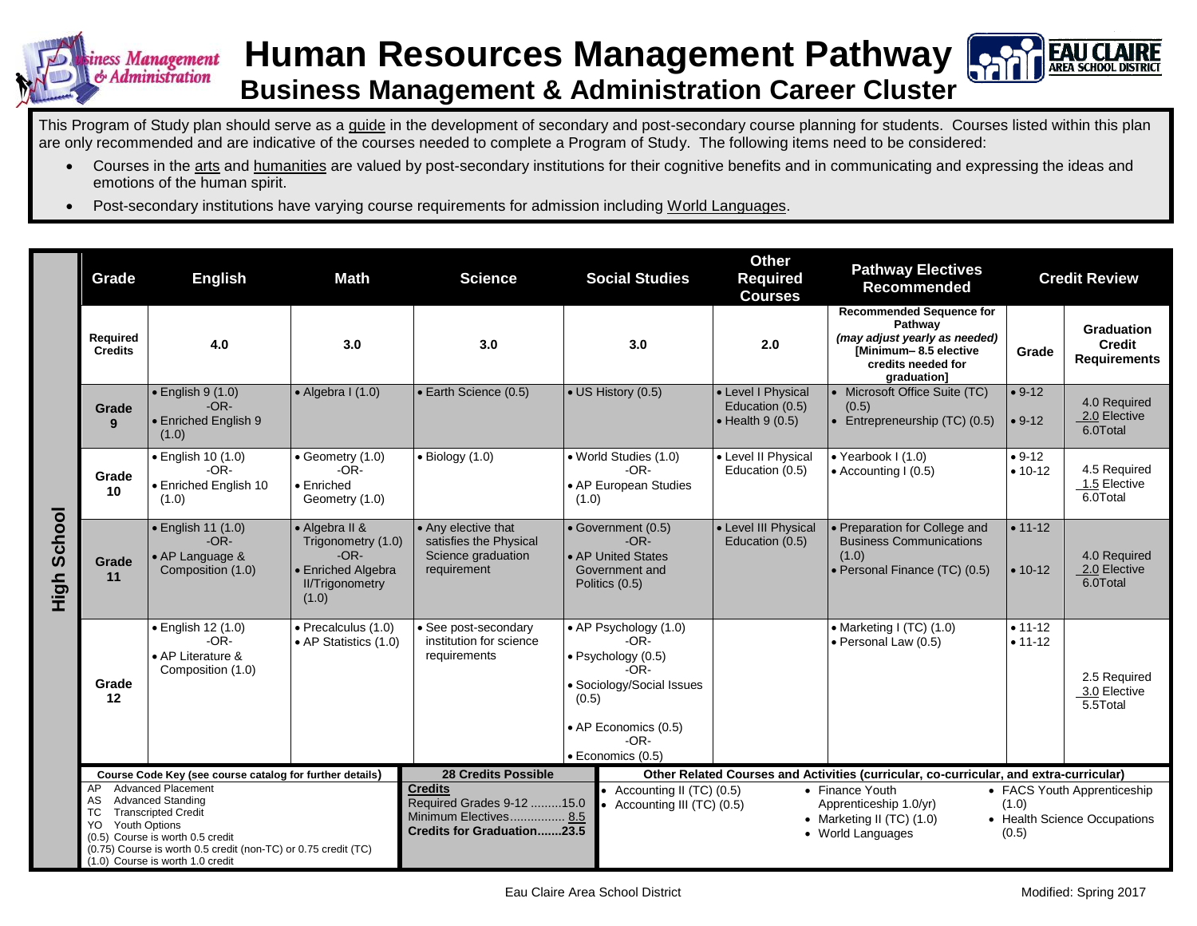# Human Resources Management Pathway

## Business Management & Administration Career Cluster

This Program of Study plan should serve as a guide in the development of secondary and post-secondary course planning for students. Courses listed within this plan are only recommended and are indicative of the courses needed to complete a Program of Study. The following items need to be considered:

- Courses in the arts and humanities are valued by post-secondary institutions for their cognitive benefits and in communicating and expressing the ideas and emotions of the human spirit.
- Post-secondary institutions have varying course requirements for admission including World Languages.

**High School**

| Grade | English | Math | Science | Social Studies | Other Required Courses | Pathway Electives Recommended | Credit Review: Grade | Credit Review: Graduation Credit Requirements |
|---|---|---|---|---|---|---|---|---|
| Required Credits | 4.0 | 3.0 | 3.0 | 3.0 | 2.0 | Recommended Sequence for Pathway *(may adjust yearly as needed)* [Minimum– 8.5 elective credits needed for graduation] | Grade | Graduation Credit Requirements |
| Grade 9 | • English 9 (1.0) -OR- • Enriched English 9 (1.0) | • Algebra I (1.0) | • Earth Science (0.5) | • US History (0.5) | • Level I Physical Education (0.5) • Health 9 (0.5) | • Microsoft Office Suite (TC) (0.5) • Entrepreneurship (TC) (0.5) | • 9-12 • 9-12 | 4.0 Required 2.0 Elective 6.0Total |
| Grade 10 | • English 10 (1.0) -OR- • Enriched English 10 (1.0) | • Geometry (1.0) -OR- • Enriched Geometry (1.0) | • Biology (1.0) | • World Studies (1.0) -OR- • AP European Studies (1.0) | • Level II Physical Education (0.5) | • Yearbook I (1.0) • Accounting I (0.5) | • 9-12 • 10-12 | 4.5 Required 1.5 Elective 6.0Total |
| Grade 11 | • English 11 (1.0) -OR- • AP Language & Composition (1.0) | • Algebra II & Trigonometry (1.0) -OR- • Enriched Algebra II/Trigonometry (1.0) | • Any elective that satisfies the Physical Science graduation requirement | • Government (0.5) -OR- • AP United States Government and Politics (0.5) | • Level III Physical Education (0.5) | • Preparation for College and Business Communications (1.0) • Personal Finance (TC) (0.5) | • 11-12 • 10-12 | 4.0 Required 2.0 Elective 6.0Total |
| Grade 12 | • English 12 (1.0) -OR- • AP Literature & Composition (1.0) | • Precalculus (1.0) • AP Statistics (1.0) | • See post-secondary institution for science requirements | • AP Psychology (1.0) -OR- • Psychology (0.5) -OR- • Sociology/Social Issues (0.5) • AP Economics (0.5) -OR- • Economics (0.5) | | • Marketing I (TC) (1.0) • Personal Law (0.5) | • 11-12 • 11-12 | 2.5 Required 3.0 Elective 5.5Total |

**Course Code Key (see course catalog for further details)**

- AP Advanced Placement
- AS Advanced Standing
- TC Transcripted Credit
- YO Youth Options
- (0.5) Course is worth 0.5 credit
- (0.75) Course is worth 0.5 credit (non-TC) or 0.75 credit (TC)
- (1.0) Course is worth 1.0 credit

**28 Credits Possible**

**Credits**
Required Grades 9-12 .........15.0
Minimum Electives................ 8.5
**Credits for Graduation.......23.5**

**Other Related Courses and Activities (curricular, co-curricular, and extra-curricular)**

- Accounting II (TC) (0.5)
- Accounting III (TC) (0.5)
- Finance Youth Apprenticeship 1.0/yr)
- Marketing II (TC) (1.0)
- World Languages
- FACS Youth Apprenticeship (1.0)
- Health Science Occupations (0.5)

Eau Claire Area School District

Modified: Spring 2017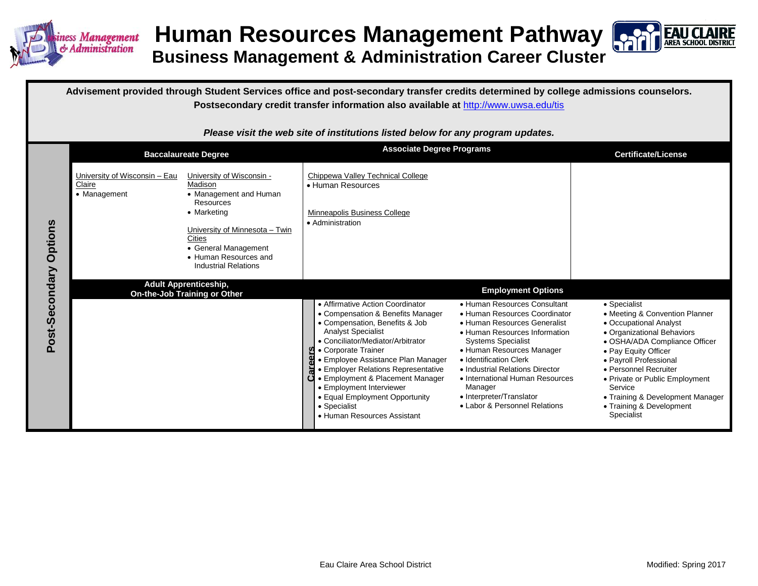# Human Resources Management Pathway

## Business Management & Administration Career Cluster

**Advisement provided through Student Services office and post-secondary transfer credits determined by college admissions counselors.**
**Postsecondary credit transfer information also available at http://www.uwsa.edu/tis**

***Please visit the web site of institutions listed below for any program updates.***

### Post-Secondary Options

| Baccalaureate Degree | | Associate Degree Programs | Certificate/License |
|---|---|---|---|
| University of Wisconsin – Eau Claire<br>• Management | University of Wisconsin - Madison<br>• Management and Human Resources<br>• Marketing<br><br>University of Minnesota – Twin Cities<br>• General Management<br>• Human Resources and Industrial Relations | Chippewa Valley Technical College<br>• Human Resources<br><br>Minneapolis Business College<br>• Administration | |

**Adult Apprenticeship, On-the-Job Training or Other**

**Employment Options — Careers**

- Affirmative Action Coordinator
- Compensation & Benefits Manager
- Compensation, Benefits & Job Analyst Specialist
- Conciliator/Mediator/Arbitrator
- Corporate Trainer
- Employee Assistance Plan Manager
- Employer Relations Representative
- Employment & Placement Manager
- Employment Interviewer
- Equal Employment Opportunity
- Specialist
- Human Resources Assistant
- Human Resources Consultant
- Human Resources Coordinator
- Human Resources Generalist
- Human Resources Information Systems Specialist
- Human Resources Manager
- Identification Clerk
- Industrial Relations Director
- International Human Resources Manager
- Interpreter/Translator
- Labor & Personnel Relations
- Specialist
- Meeting & Convention Planner
- Occupational Analyst
- Organizational Behaviors
- OSHA/ADA Compliance Officer
- Pay Equity Officer
- Payroll Professional
- Personnel Recruiter
- Private or Public Employment Service
- Training & Development Manager
- Training & Development Specialist

Eau Claire Area School District

Modified: Spring 2017